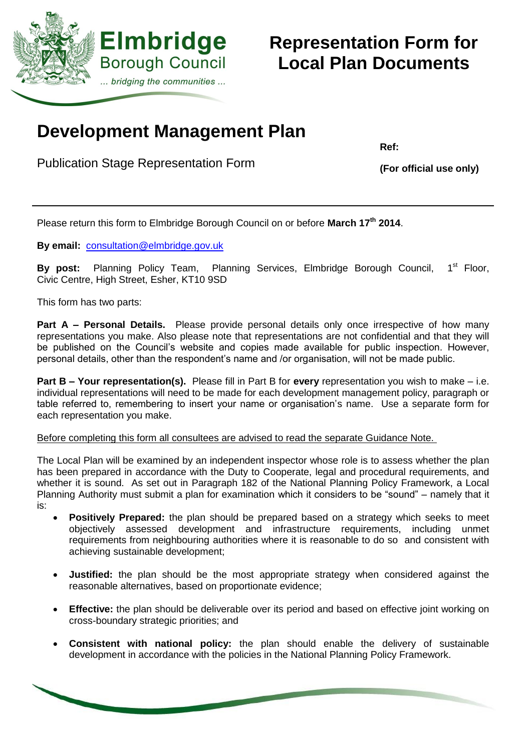**Elmbridge**
Borough Council
*... bridging the communities ...*

# Representation Form for Local Plan Documents

# Development Management Plan

Publication Stage Representation Form

**Ref:**

**(For official use only)**

---

Please return this form to Elmbridge Borough Council on or before **March 17th 2014**.

**By email:** consultation@elmbridge.gov.uk

**By post:** Planning Policy Team, Planning Services, Elmbridge Borough Council, 1st Floor, Civic Centre, High Street, Esher, KT10 9SD

This form has two parts:

**Part A – Personal Details.** Please provide personal details only once irrespective of how many representations you make. Also please note that representations are not confidential and that they will be published on the Council's website and copies made available for public inspection. However, personal details, other than the respondent's name and /or organisation, will not be made public.

**Part B – Your representation(s).** Please fill in Part B for **every** representation you wish to make – i.e. individual representations will need to be made for each development management policy, paragraph or table referred to, remembering to insert your name or organisation's name. Use a separate form for each representation you make.

Before completing this form all consultees are advised to read the separate Guidance Note.

The Local Plan will be examined by an independent inspector whose role is to assess whether the plan has been prepared in accordance with the Duty to Cooperate, legal and procedural requirements, and whether it is sound. As set out in Paragraph 182 of the National Planning Policy Framework, a Local Planning Authority must submit a plan for examination which it considers to be "sound" – namely that it is:

- **Positively Prepared:** the plan should be prepared based on a strategy which seeks to meet objectively assessed development and infrastructure requirements, including unmet requirements from neighbouring authorities where it is reasonable to do so and consistent with achieving sustainable development;
- **Justified:** the plan should be the most appropriate strategy when considered against the reasonable alternatives, based on proportionate evidence;
- **Effective:** the plan should be deliverable over its period and based on effective joint working on cross-boundary strategic priorities; and
- **Consistent with national policy:** the plan should enable the delivery of sustainable development in accordance with the policies in the National Planning Policy Framework.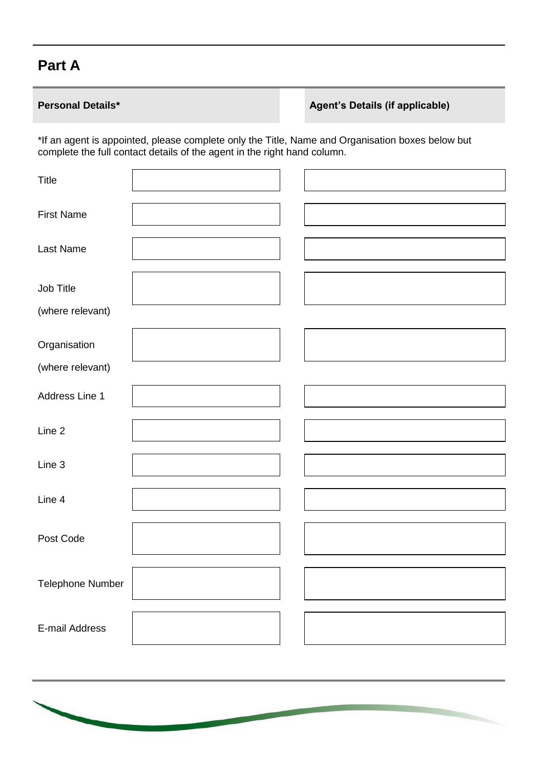## Part A

| Personal Details* | | Agent's Details (if applicable) |
|---|---|---|

*If an agent is appointed, please complete only the Title, Name and Organisation boxes below but complete the full contact details of the agent in the right hand column.

| | Personal Details | Agent's Details |
|---|---|---|
| Title | | |
| First Name | | |
| Last Name | | |
| Job Title (where relevant) | | |
| Organisation (where relevant) | | |
| Address Line 1 | | |
| Line 2 | | |
| Line 3 | | |
| Line 4 | | |
| Post Code | | |
| Telephone Number | | |
| E-mail Address | | |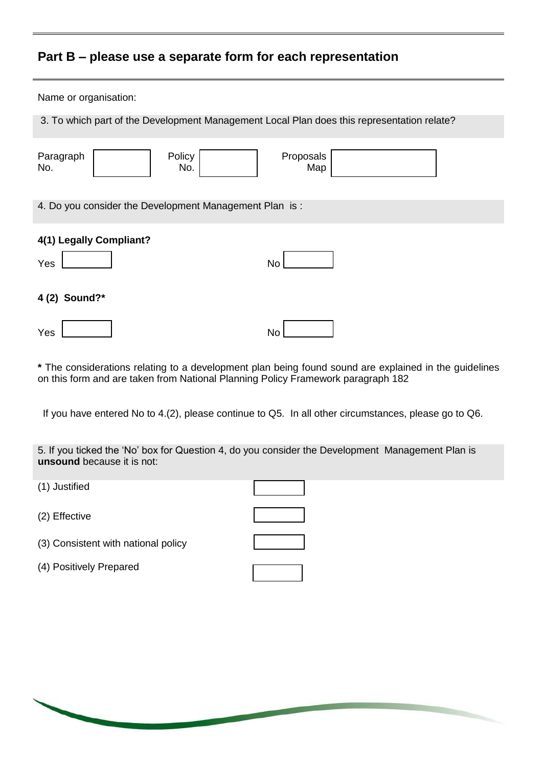## Part B – please use a separate form for each representation

Name or organisation:

3. To which part of the Development Management Local Plan does this representation relate?

| Paragraph No. | | Policy No. | | Proposals Map | |
|---|---|---|---|---|---|

4. Do you consider the Development Management Plan is :

**4(1) Legally Compliant?**

Yes ☐ No ☐

**4 (2) Sound?***

Yes ☐ No ☐

**\*** The considerations relating to a development plan being found sound are explained in the guidelines on this form and are taken from National Planning Policy Framework paragraph 182

If you have entered No to 4.(2), please continue to Q5. In all other circumstances, please go to Q6.

5. If you ticked the 'No' box for Question 4, do you consider the Development Management Plan is **unsound** because it is not:

(1) Justified ☐

(2) Effective ☐

(3) Consistent with national policy ☐

(4) Positively Prepared ☐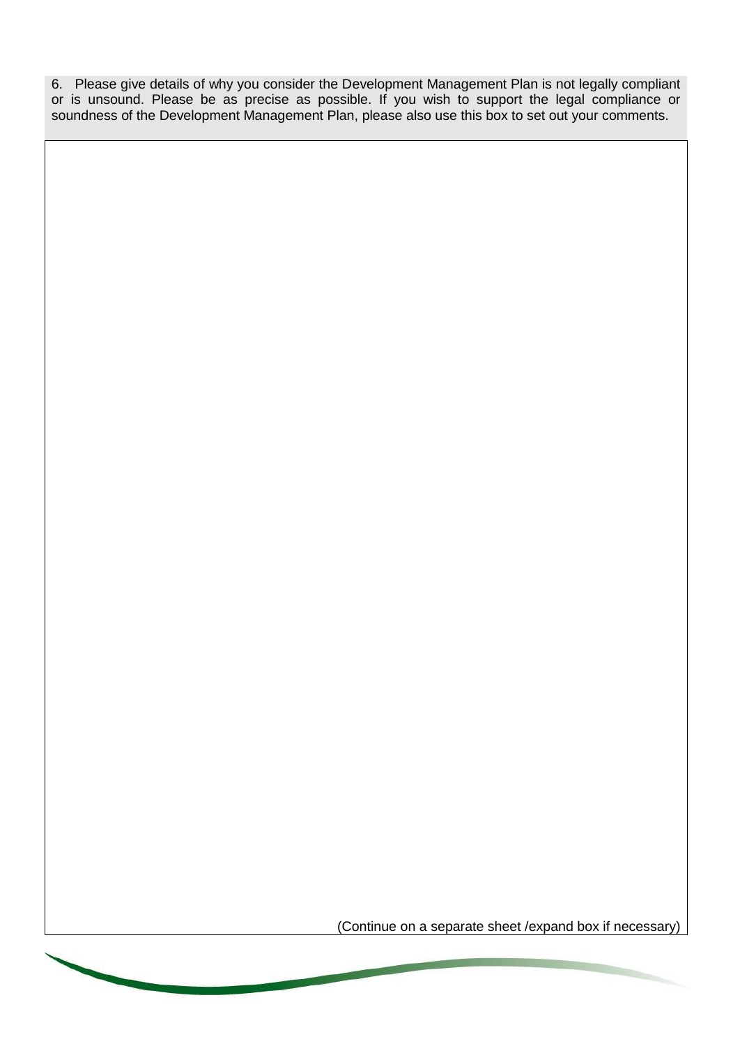6. Please give details of why you consider the Development Management Plan is not legally compliant or is unsound. Please be as precise as possible. If you wish to support the legal compliance or soundness of the Development Management Plan, please also use this box to set out your comments.

(Continue on a separate sheet /expand box if necessary)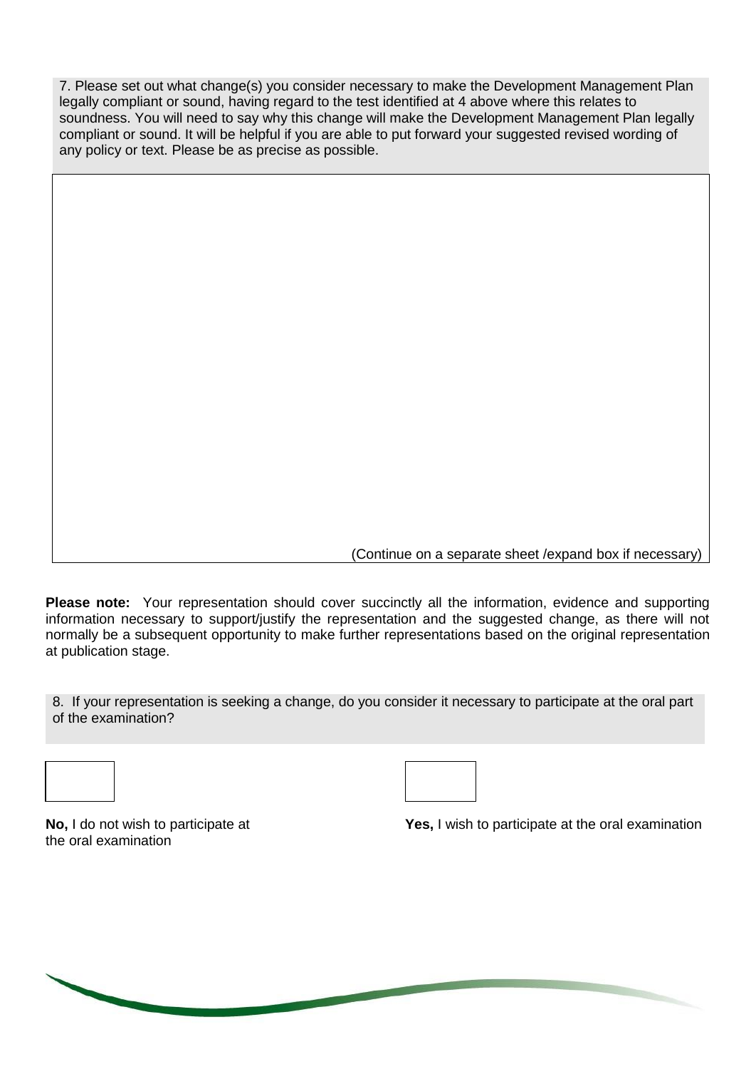7. Please set out what change(s) you consider necessary to make the Development Management Plan legally compliant or sound, having regard to the test identified at 4 above where this relates to soundness. You will need to say why this change will make the Development Management Plan legally compliant or sound. It will be helpful if you are able to put forward your suggested revised wording of any policy or text. Please be as precise as possible.

(Continue on a separate sheet /expand box if necessary)

**Please note:** Your representation should cover succinctly all the information, evidence and supporting information necessary to support/justify the representation and the suggested change, as there will not normally be a subsequent opportunity to make further representations based on the original representation at publication stage.

8. If your representation is seeking a change, do you consider it necessary to participate at the oral part of the examination?

☐ **No,** I do not wish to participate at the oral examination

☐ **Yes,** I wish to participate at the oral examination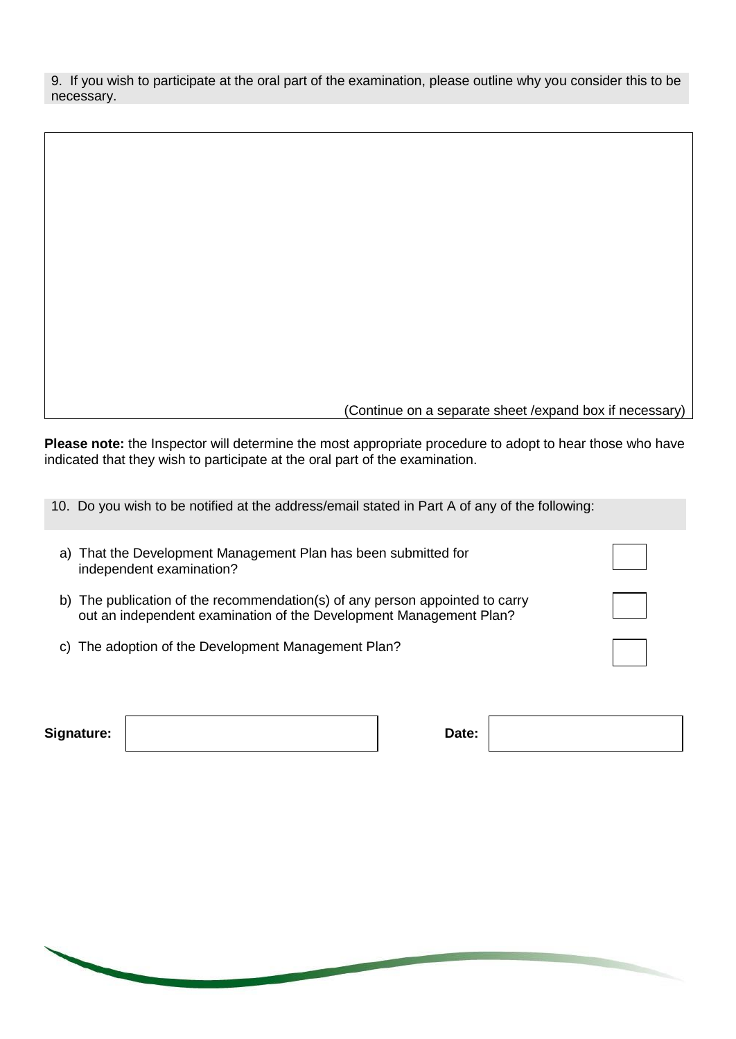9. If you wish to participate at the oral part of the examination, please outline why you consider this to be necessary.

(Continue on a separate sheet /expand box if necessary)

**Please note:** the Inspector will determine the most appropriate procedure to adopt to hear those who have indicated that they wish to participate at the oral part of the examination.

10. Do you wish to be notified at the address/email stated in Part A of any of the following:

a) That the Development Management Plan has been submitted for independent examination? ☐

b) The publication of the recommendation(s) of any person appointed to carry out an independent examination of the Development Management Plan? ☐

c) The adoption of the Development Management Plan? ☐

**Signature:** ____________________ **Date:** ____________________